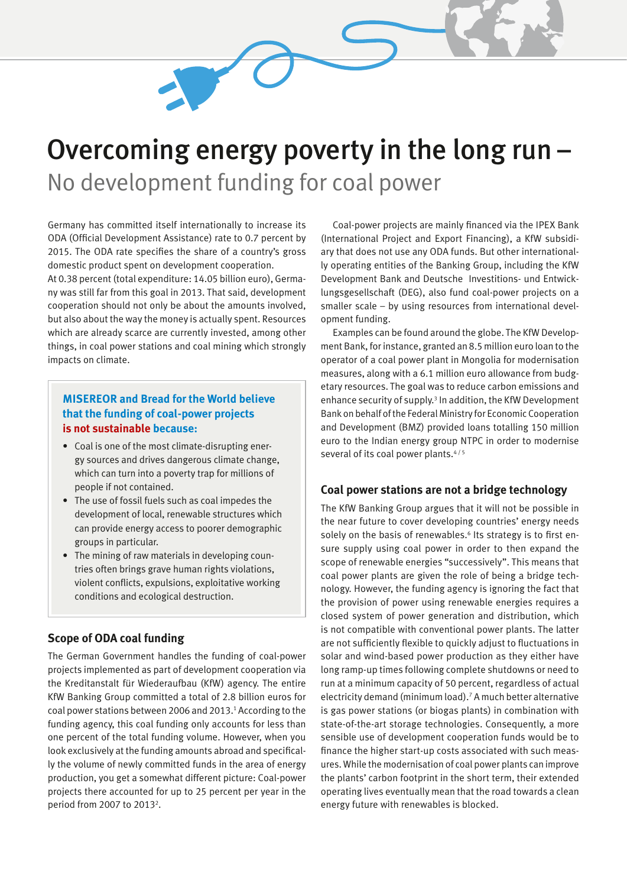# Overcoming energy poverty in the long run –

## No development funding for coal power

Germany has committed itself internationally to increase its ODA (Official Development Assistance) rate to 0.7 percent by 2015. The ODA rate specifies the share of a country's gross domestic product spent on development cooperation.
At 0.38 percent (total expenditure: 14.05 billion euro), Germany was still far from this goal in 2013. That said, development cooperation should not only be about the amounts involved, but also about the way the money is actually spent. Resources which are already scarce are currently invested, among other things, in coal power stations and coal mining which strongly impacts on climate.

> **MISEREOR and Bread for the World believe that the funding of coal-power projects is not sustainable because:**
>
> - Coal is one of the most climate-disrupting energy sources and drives dangerous climate change, which can turn into a poverty trap for millions of people if not contained.
> - The use of fossil fuels such as coal impedes the development of local, renewable structures which can provide energy access to poorer demographic groups in particular.
> - The mining of raw materials in developing countries often brings grave human rights violations, violent conflicts, expulsions, exploitative working conditions and ecological destruction.

### Scope of ODA coal funding

The German Government handles the funding of coal-power projects implemented as part of development cooperation via the Kreditanstalt für Wiederaufbau (KfW) agency. The entire KfW Banking Group committed a total of 2.8 billion euros for coal power stations between 2006 and 2013.[1] According to the funding agency, this coal funding only accounts for less than one percent of the total funding volume. However, when you look exclusively at the funding amounts abroad and specifically the volume of newly committed funds in the area of energy production, you get a somewhat different picture: Coal-power projects there accounted for up to 25 percent per year in the period from 2007 to 2013[2].

Coal-power projects are mainly financed via the IPEX Bank (International Project and Export Financing), a KfW subsidiary that does not use any ODA funds. But other internationally operating entities of the Banking Group, including the KfW Development Bank and Deutsche Investitions- und Entwicklungsgesellschaft (DEG), also fund coal-power projects on a smaller scale – by using resources from international development funding.

Examples can be found around the globe. The KfW Development Bank, for instance, granted an 8.5 million euro loan to the operator of a coal power plant in Mongolia for modernisation measures, along with a 6.1 million euro allowance from budgetary resources. The goal was to reduce carbon emissions and enhance security of supply.[3] In addition, the KfW Development Bank on behalf of the Federal Ministry for Economic Cooperation and Development (BMZ) provided loans totalling 150 million euro to the Indian energy group NTPC in order to modernise several of its coal power plants.[4/5]

### Coal power stations are not a bridge technology

The KfW Banking Group argues that it will not be possible in the near future to cover developing countries' energy needs solely on the basis of renewables.[6] Its strategy is to first ensure supply using coal power in order to then expand the scope of renewable energies "successively". This means that coal power plants are given the role of being a bridge technology. However, the funding agency is ignoring the fact that the provision of power using renewable energies requires a closed system of power generation and distribution, which is not compatible with conventional power plants. The latter are not sufficiently flexible to quickly adjust to fluctuations in solar and wind-based power production as they either have long ramp-up times following complete shutdowns or need to run at a minimum capacity of 50 percent, regardless of actual electricity demand (minimum load).[7] A much better alternative is gas power stations (or biogas plants) in combination with state-of-the-art storage technologies. Consequently, a more sensible use of development cooperation funds would be to finance the higher start-up costs associated with such measures. While the modernisation of coal power plants can improve the plants' carbon footprint in the short term, their extended operating lives eventually mean that the road towards a clean energy future with renewables is blocked.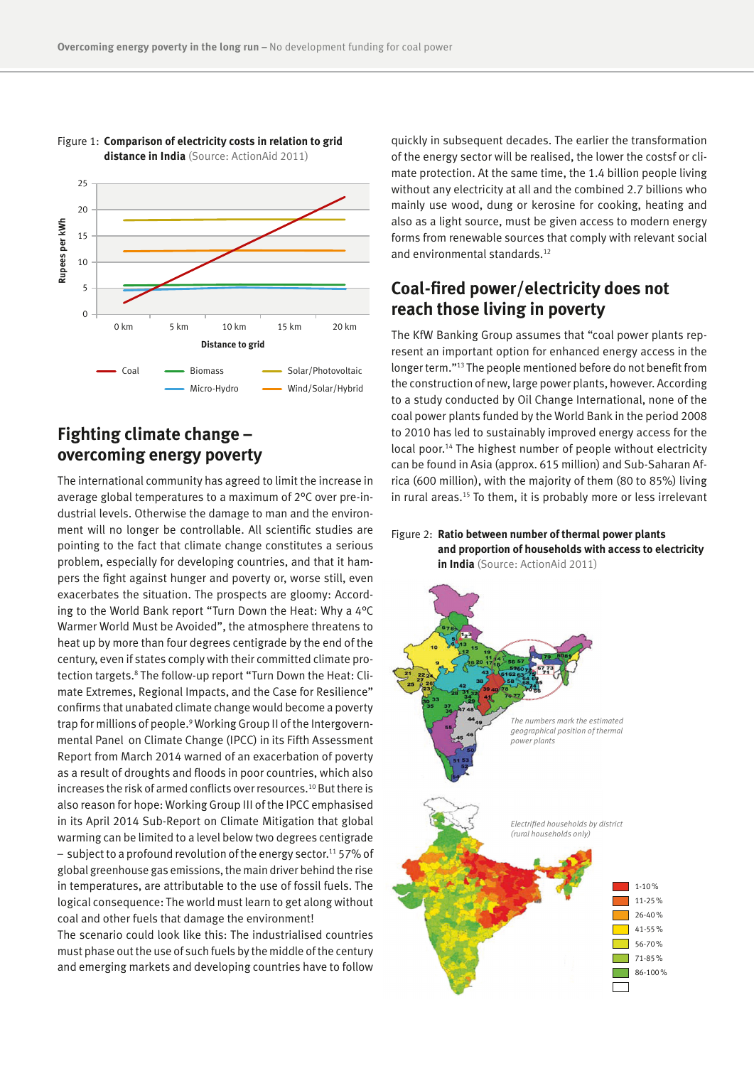Figure 1: **Comparison of electricity costs in relation to grid distance in India** (Source: ActionAid 2011)

Figure 2: **Ratio between number of thermal power plants and proportion of households with access to electricity in India** (Source: ActionAid 2011)

## Fighting climate change – overcoming energy poverty

The international community has agreed to limit the increase in average global temperatures to a maximum of 2°C over pre-industrial levels. Otherwise the damage to man and the environment will no longer be controllable. All scientific studies are pointing to the fact that climate change constitutes a serious problem, especially for developing countries, and that it hampers the fight against hunger and poverty or, worse still, even exacerbates the situation. The prospects are gloomy: According to the World Bank report "Turn Down the Heat: Why a 4°C Warmer World Must be Avoided", the atmosphere threatens to heat up by more than four degrees centigrade by the end of the century, even if states comply with their committed climate protection targets.[8] The follow-up report "Turn Down the Heat: Climate Extremes, Regional Impacts, and the Case for Resilience" confirms that unabated climate change would become a poverty trap for millions of people.[9] Working Group II of the Intergovernmental Panel on Climate Change (IPCC) in its Fifth Assessment Report from March 2014 warned of an exacerbation of poverty as a result of droughts and floods in poor countries, which also increases the risk of armed conflicts over resources.[10] But there is also reason for hope: Working Group III of the IPCC emphasised in its April 2014 Sub-Report on Climate Mitigation that global warming can be limited to a level below two degrees centigrade – subject to a profound revolution of the energy sector.[11] 57% of global greenhouse gas emissions, the main driver behind the rise in temperatures, are attributable to the use of fossil fuels. The logical consequence: The world must learn to get along without coal and other fuels that damage the environment!

The scenario could look like this: The industrialised countries must phase out the use of such fuels by the middle of the century and emerging markets and developing countries have to follow quickly in subsequent decades. The earlier the transformation of the energy sector will be realised, the lower the costsf or climate protection. At the same time, the 1.4 billion people living without any electricity at all and the combined 2.7 billions who mainly use wood, dung or kerosine for cooking, heating and also as a light source, must be given access to modern energy forms from renewable sources that comply with relevant social and environmental standards.[12]

## Coal-fired power/electricity does not reach those living in poverty

The KfW Banking Group assumes that "coal power plants represent an important option for enhanced energy access in the longer term."[13] The people mentioned before do not benefit from the construction of new, large power plants, however. According to a study conducted by Oil Change International, none of the coal power plants funded by the World Bank in the period 2008 to 2010 has led to sustainably improved energy access for the local poor.[14] The highest number of people without electricity can be found in Asia (approx. 615 million) and Sub-Saharan Africa (600 million), with the majority of them (80 to 85%) living in rural areas.[15] To them, it is probably more or less irrelevant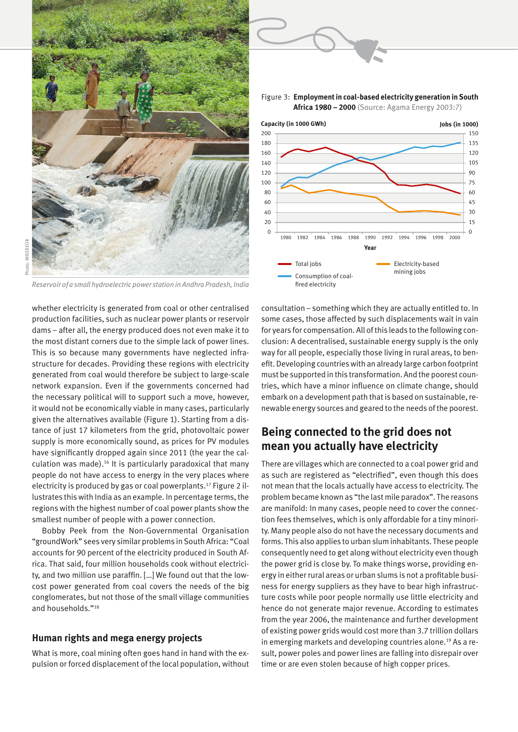*Reservoir of a small hydroelectric power station in Andhra Pradesh, India*

Figure 3: **Employment in coal-based electricity generation in South Africa 1980 – 2000** (Source: Agama Energy 2003:7)

whether electricity is generated from coal or other centralised production facilities, such as nuclear power plants or reservoir dams – after all, the energy produced does not even make it to the most distant corners due to the simple lack of power lines. This is so because many governments have neglected infrastructure for decades. Providing these regions with electricity generated from coal would therefore be subject to large-scale network expansion. Even if the governments concerned had the necessary political will to support such a move, however, it would not be economically viable in many cases, particularly given the alternatives available (Figure 1). Starting from a distance of just 17 kilometers from the grid, photovoltaic power supply is more economically sound, as prices for PV modules have significantly dropped again since 2011 (the year the calculation was made).[16] It is particularly paradoxical that many people do not have access to energy in the very places where electricity is produced by gas or coal powerplants.[17] Figure 2 illustrates this with India as an example. In percentage terms, the regions with the highest number of coal power plants show the smallest number of people with a power connection.

Bobby Peek from the Non-Governmental Organisation "groundWork" sees very similar problems in South Africa: "Coal accounts for 90 percent of the electricity produced in South Africa. That said, four million households cook without electricity, and two million use paraffin. […] We found out that the low-cost power generated from coal covers the needs of the big conglomerates, but not those of the small village communities and households."[18]

## Human rights and mega energy projects

What is more, coal mining often goes hand in hand with the expulsion or forced displacement of the local population, without consultation – something which they are actually entitled to. In some cases, those affected by such displacements wait in vain for years for compensation. All of this leads to the following conclusion: A decentralised, sustainable energy supply is the only way for all people, especially those living in rural areas, to benefit. Developing countries with an already large carbon footprint must be supported in this transformation. And the poorest countries, which have a minor influence on climate change, should embark on a development path that is based on sustainable, renewable energy sources and geared to the needs of the poorest.

## Being connected to the grid does not mean you actually have electricity

There are villages which are connected to a coal power grid and as such are registered as "electrified", even though this does not mean that the locals actually have access to electricity. The problem became known as "the last mile paradox". The reasons are manifold: In many cases, people need to cover the connection fees themselves, which is only affordable for a tiny minority. Many people also do not have the necessary documents and forms. This also applies to urban slum inhabitants. These people consequently need to get along without electricity even though the power grid is close by. To make things worse, providing energy in either rural areas or urban slums is not a profitable business for energy suppliers as they have to bear high infrastructure costs while poor people normally use little electricity and hence do not generate major revenue. According to estimates from the year 2006, the maintenance and further development of existing power grids would cost more than 3.7 trillion dollars in emerging markets and developing countries alone.[19] As a result, power poles and power lines are falling into disrepair over time or are even stolen because of high copper prices.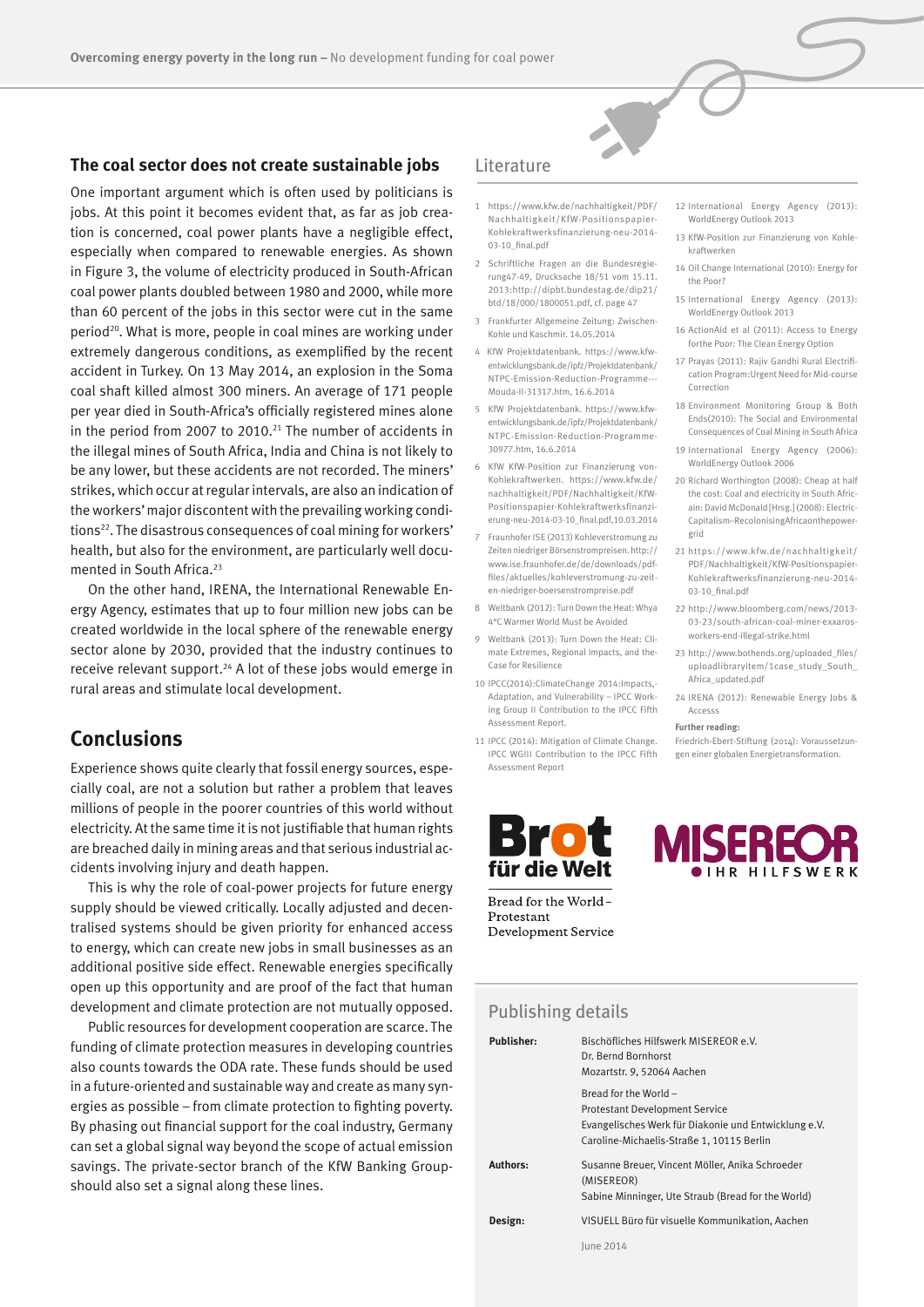## The coal sector does not create sustainable jobs

One important argument which is often used by politicians is jobs. At this point it becomes evident that, as far as job creation is concerned, coal power plants have a negligible effect, especially when compared to renewable energies. As shown in Figure 3, the volume of electricity produced in South-African coal power plants doubled between 1980 and 2000, while more than 60 percent of the jobs in this sector were cut in the same period[20]. What is more, people in coal mines are working under extremely dangerous conditions, as exemplified by the recent accident in Turkey. On 13 May 2014, an explosion in the Soma coal shaft killed almost 300 miners. An average of 171 people per year died in South-Africa's officially registered mines alone in the period from 2007 to 2010.[21] The number of accidents in the illegal mines of South Africa, India and China is not likely to be any lower, but these accidents are not recorded. The miners' strikes, which occur at regular intervals, are also an indication of the workers' major discontent with the prevailing working conditions[22]. The disastrous consequences of coal mining for workers' health, but also for the environment, are particularly well documented in South Africa.[23]

On the other hand, IRENA, the International Renewable Energy Agency, estimates that up to four million new jobs can be created worldwide in the local sphere of the renewable energy sector alone by 2030, provided that the industry continues to receive relevant support.[24] A lot of these jobs would emerge in rural areas and stimulate local development.

## Conclusions

Experience shows quite clearly that fossil energy sources, especially coal, are not a solution but rather a problem that leaves millions of people in the poorer countries of this world without electricity. At the same time it is not justifiable that human rights are breached daily in mining areas and that serious industrial accidents involving injury and death happen.

This is why the role of coal-power projects for future energy supply should be viewed critically. Locally adjusted and decentralised systems should be given priority for enhanced access to energy, which can create new jobs in small businesses as an additional positive side effect. Renewable energies specifically open up this opportunity and are proof of the fact that human development and climate protection are not mutually opposed.

Public resources for development cooperation are scarce. The funding of climate protection measures in developing countries also counts towards the ODA rate. These funds should be used in a future-oriented and sustainable way and create as many synergies as possible – from climate protection to fighting poverty. By phasing out financial support for the coal industry, Germany can set a global signal way beyond the scope of actual emission savings. The private-sector branch of the KfW Banking Group should also set a signal along these lines.

## Literature

1 https://www.kfw.de/nachhaltigkeit/PDF/Nachhaltigkeit/KfW-Positionspapier-Kohlekraftwerksfinanzierung-neu-2014-03-10_final.pdf

2 Schriftliche Fragen an die Bundesregierung47-49, Drucksache 18/51 vom 15.11.2013:http://dipbt.bundestag.de/dip21/btd/18/000/1800051.pdf, cf. page 47

3 Frankfurter Allgemeine Zeitung: Zwischen Kohle und Kaschmir. 14.05.2014

4 KfW Projektdatenbank. https://www.kfw-entwicklungsbank.de/ipfz/Projektdatenbank/NTPC-Emission-Reduction-Programme---Mouda-II-31317.htm, 16.6.2014

5 KfW Projektdatenbank. https://www.kfw-entwicklungsbank.de/ipfz/Projektdatenbank/NTPC-Emission-Reduction-Programme-30977.htm, 16.6.2014

6 KfW KfW-Position zur Finanzierung von Kohlekraftwerken. https://www.kfw.de/nachhaltigkeit/PDF/Nachhaltigkeit/KfW-Positionspapier-Kohlekraftwerksfinanzierung-neu-2014-03-10_final.pdf,10.03.2014

7 Fraunhofer ISE (2013) Kohleverstromung zu Zeiten niedriger Börsenstrompreisen. http://www.ise.fraunhofer.de/de/downloads/pdf-files/aktuelles/kohleverstromung-zu-zeiten-niedriger-boersenstrompreise.pdf

8 Weltbank (2012): Turn Down the Heat: Whya 4°C Warmer World Must be Avoided

9 Weltbank (2013): Turn Down the Heat: Climate Extremes, Regional Impacts, and the Case for Resilience

10 IPCC(2014):ClimateChange 2014:Impacts, Adaptation, and Vulnerability – IPCC Working Group II Contribution to the IPCC Fifth Assessment Report.

11 IPCC (2014): Mitigation of Climate Change. IPCC WGIII Contribution to the IPCC Fifth Assessment Report

12 International Energy Agency (2013): WorldEnergy Outlook 2013

13 KfW-Position zur Finanzierung von Kohlekraftwerken

14 Oil Change International (2010): Energy for the Poor?

15 International Energy Agency (2013): WorldEnergy Outlook 2013

16 ActionAid et al (2011): Access to Energy forthe Poor: The Clean Energy Option

17 Prayas (2011): Rajiv Gandhi Rural Electrification Program:Urgent Need for Mid-course Correction

18 Environment Monitoring Group & Both Ends(2010): The Social and Environmental Consequences of Coal Mining in South Africa

19 International Energy Agency (2006): WorldEnergy Outlook 2006

20 Richard Worthington (2008): Cheap at half the cost: Coal and electricity in South African: David McDonald [Hrsg.] (2008): Electric-Capitalism–RecolonisingAfricaonthepowergrid

21 https://www.kfw.de/nachhaltigkeit/PDF/Nachhaltigkeit/KfW-Positionspapier-Kohlekraftwerksfinanzierung-neu-2014-03-10_final.pdf

22 http://www.bloomberg.com/news/2013-03-23/south-african-coal-miner-exxaros-workers-end-illegal-strike.html

23 http://www.bothends.org/uploaded_files/uploadlibraryitem/1case_study_South_Africa_updated.pdf

24 IRENA (2012): Renewable Energy Jobs & Accesss

**Further reading:**

Friedrich-Ebert-Stiftung (2014): Voraussetzungen einer globalen Energietransformation.

Brot für die Welt

Bread for the World – Protestant Development Service

MISEREOR IHR HILFSWERK

## Publishing details

| | |
|---|---|
| **Publisher:** | Bischöfliches Hilfswerk MISEREOR e.V.<br>Dr. Bernd Bornhorst<br>Mozartstr. 9, 52064 Aachen |
| | Bread for the World –<br>Protestant Development Service<br>Evangelisches Werk für Diakonie und Entwicklung e.V.<br>Caroline-Michaelis-Straße 1, 10115 Berlin |
| **Authors:** | Susanne Breuer, Vincent Möller, Anika Schroeder (MISEREOR)<br>Sabine Minninger, Ute Straub (Bread for the World) |
| **Design:** | VISUELL Büro für visuelle Kommunikation, Aachen |
| | June 2014 |